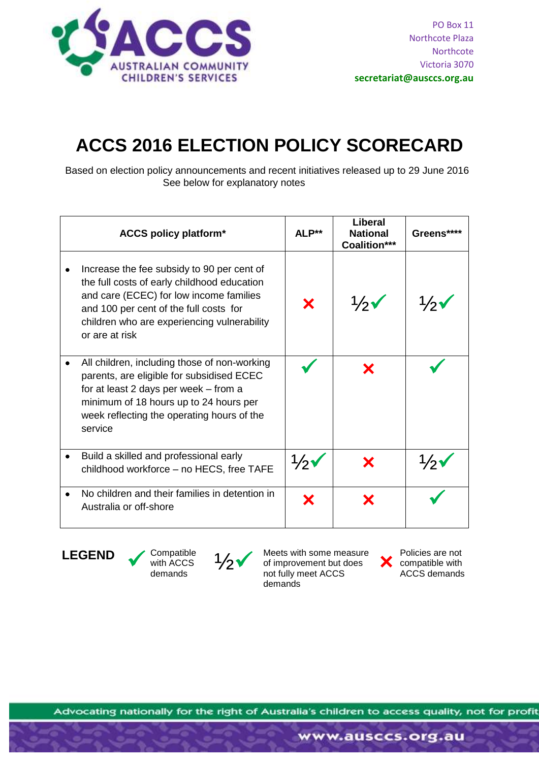ACCS
AUSTRALIAN COMMUNITY CHILDREN'S SERVICES

PO Box 11
Northcote Plaza
Northcote
Victoria 3070
**secretariat@ausccs.org.au**

# ACCS 2016 ELECTION POLICY SCORECARD

Based on election policy announcements and recent initiatives released up to 29 June 2016
See below for explanatory notes

| ACCS policy platform* | ALP** | Liberal National Coalition*** | Greens**** |
|---|---|---|---|
| • Increase the fee subsidy to 90 per cent of the full costs of early childhood education and care (ECEC) for low income families and 100 per cent of the full costs for children who are experiencing vulnerability or are at risk | ✗ | ½✓ | ½✓ |
| • All children, including those of non-working parents, are eligible for subsidised ECEC for at least 2 days per week – from a minimum of 18 hours up to 24 hours per week reflecting the operating hours of the service | ✓ | ✗ | ✓ |
| • Build a skilled and professional early childhood workforce – no HECS, free TAFE | ½✓ | ✗ | ½✓ |
| • No children and their families in detention in Australia or off-shore | ✗ | ✗ | ✓ |

**LEGEND**

✓ Compatible with ACCS demands

½✓ Meets with some measure of improvement but does not fully meet ACCS demands

✗ Policies are not compatible with ACCS demands

Advocating nationally for the right of Australia's children to access quality, not for profit

www.ausccs.org.au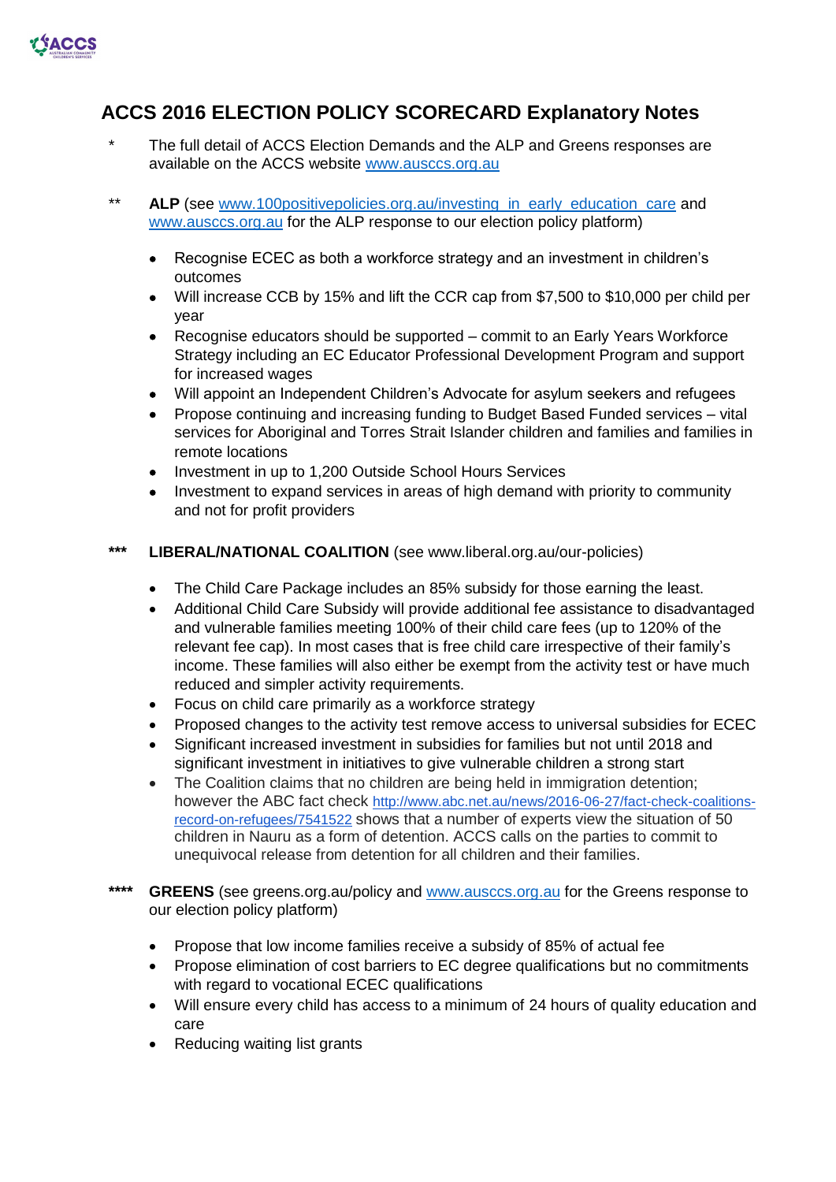# ACCS 2016 ELECTION POLICY SCORECARD Explanatory Notes

\* The full detail of ACCS Election Demands and the ALP and Greens responses are available on the ACCS website www.ausccs.org.au

\*\* **ALP** (see www.100positivepolicies.org.au/investing_in_early_education_care and www.ausccs.org.au for the ALP response to our election policy platform)

- Recognise ECEC as both a workforce strategy and an investment in children's outcomes
- Will increase CCB by 15% and lift the CCR cap from $7,500 to $10,000 per child per year
- Recognise educators should be supported – commit to an Early Years Workforce Strategy including an EC Educator Professional Development Program and support for increased wages
- Will appoint an Independent Children's Advocate for asylum seekers and refugees
- Propose continuing and increasing funding to Budget Based Funded services – vital services for Aboriginal and Torres Strait Islander children and families and families in remote locations
- Investment in up to 1,200 Outside School Hours Services
- Investment to expand services in areas of high demand with priority to community and not for profit providers

**\*\*\* LIBERAL/NATIONAL COALITION** (see www.liberal.org.au/our-policies)

- The Child Care Package includes an 85% subsidy for those earning the least.
- Additional Child Care Subsidy will provide additional fee assistance to disadvantaged and vulnerable families meeting 100% of their child care fees (up to 120% of the relevant fee cap). In most cases that is free child care irrespective of their family's income. These families will also either be exempt from the activity test or have much reduced and simpler activity requirements.
- Focus on child care primarily as a workforce strategy
- Proposed changes to the activity test remove access to universal subsidies for ECEC
- Significant increased investment in subsidies for families but not until 2018 and significant investment in initiatives to give vulnerable children a strong start
- The Coalition claims that no children are being held in immigration detention; however the ABC fact check http://www.abc.net.au/news/2016-06-27/fact-check-coalitions-record-on-refugees/7541522 shows that a number of experts view the situation of 50 children in Nauru as a form of detention. ACCS calls on the parties to commit to unequivocal release from detention for all children and their families.

**\*\*\*\* GREENS** (see greens.org.au/policy and www.ausccs.org.au for the Greens response to our election policy platform)

- Propose that low income families receive a subsidy of 85% of actual fee
- Propose elimination of cost barriers to EC degree qualifications but no commitments with regard to vocational ECEC qualifications
- Will ensure every child has access to a minimum of 24 hours of quality education and care
- Reducing waiting list grants